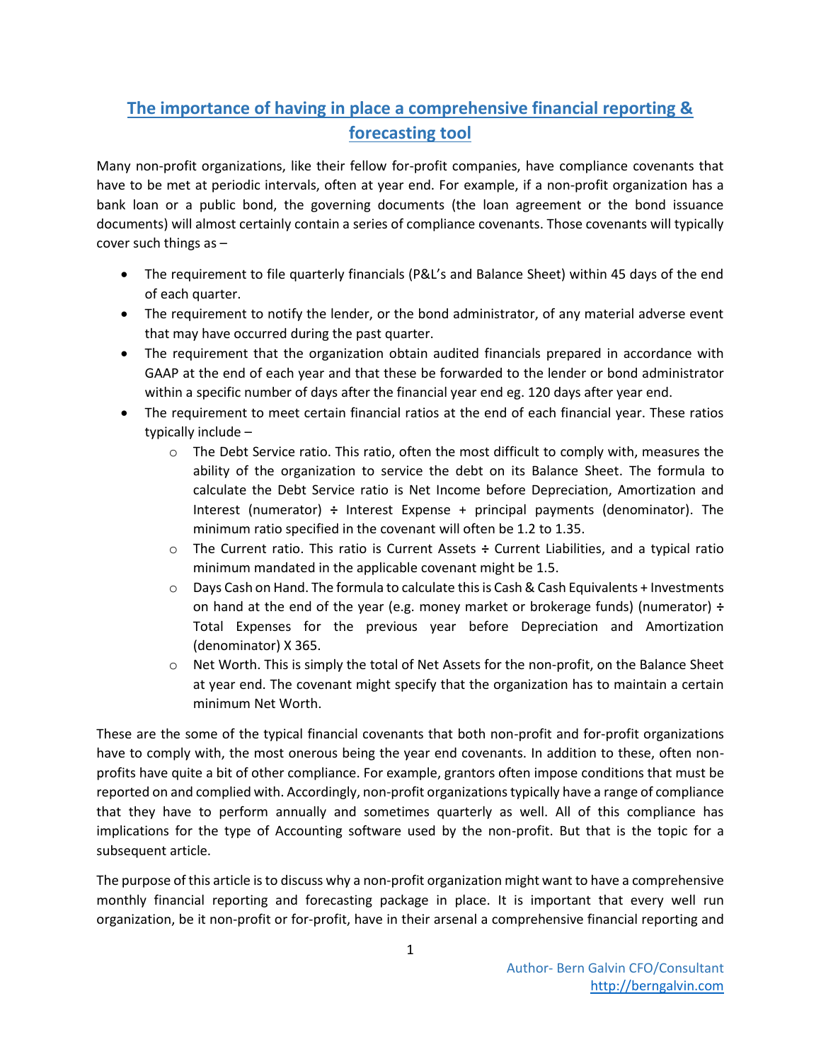# The importance of having in place a comprehensive financial reporting & forecasting tool

Many non-profit organizations, like their fellow for-profit companies, have compliance covenants that have to be met at periodic intervals, often at year end. For example, if a non-profit organization has a bank loan or a public bond, the governing documents (the loan agreement or the bond issuance documents) will almost certainly contain a series of compliance covenants. Those covenants will typically cover such things as –

- The requirement to file quarterly financials (P&L's and Balance Sheet) within 45 days of the end of each quarter.
- The requirement to notify the lender, or the bond administrator, of any material adverse event that may have occurred during the past quarter.
- The requirement that the organization obtain audited financials prepared in accordance with GAAP at the end of each year and that these be forwarded to the lender or bond administrator within a specific number of days after the financial year end eg. 120 days after year end.
- The requirement to meet certain financial ratios at the end of each financial year. These ratios typically include –
    - The Debt Service ratio. This ratio, often the most difficult to comply with, measures the ability of the organization to service the debt on its Balance Sheet. The formula to calculate the Debt Service ratio is Net Income before Depreciation, Amortization and Interest (numerator) ÷ Interest Expense + principal payments (denominator). The minimum ratio specified in the covenant will often be 1.2 to 1.35.
    - The Current ratio. This ratio is Current Assets ÷ Current Liabilities, and a typical ratio minimum mandated in the applicable covenant might be 1.5.
    - Days Cash on Hand. The formula to calculate this is Cash & Cash Equivalents + Investments on hand at the end of the year (e.g. money market or brokerage funds) (numerator) ÷ Total Expenses for the previous year before Depreciation and Amortization (denominator) X 365.
    - Net Worth. This is simply the total of Net Assets for the non-profit, on the Balance Sheet at year end. The covenant might specify that the organization has to maintain a certain minimum Net Worth.

These are the some of the typical financial covenants that both non-profit and for-profit organizations have to comply with, the most onerous being the year end covenants. In addition to these, often non-profits have quite a bit of other compliance. For example, grantors often impose conditions that must be reported on and complied with. Accordingly, non-profit organizations typically have a range of compliance that they have to perform annually and sometimes quarterly as well. All of this compliance has implications for the type of Accounting software used by the non-profit. But that is the topic for a subsequent article.

The purpose of this article is to discuss why a non-profit organization might want to have a comprehensive monthly financial reporting and forecasting package in place. It is important that every well run organization, be it non-profit or for-profit, have in their arsenal a comprehensive financial reporting and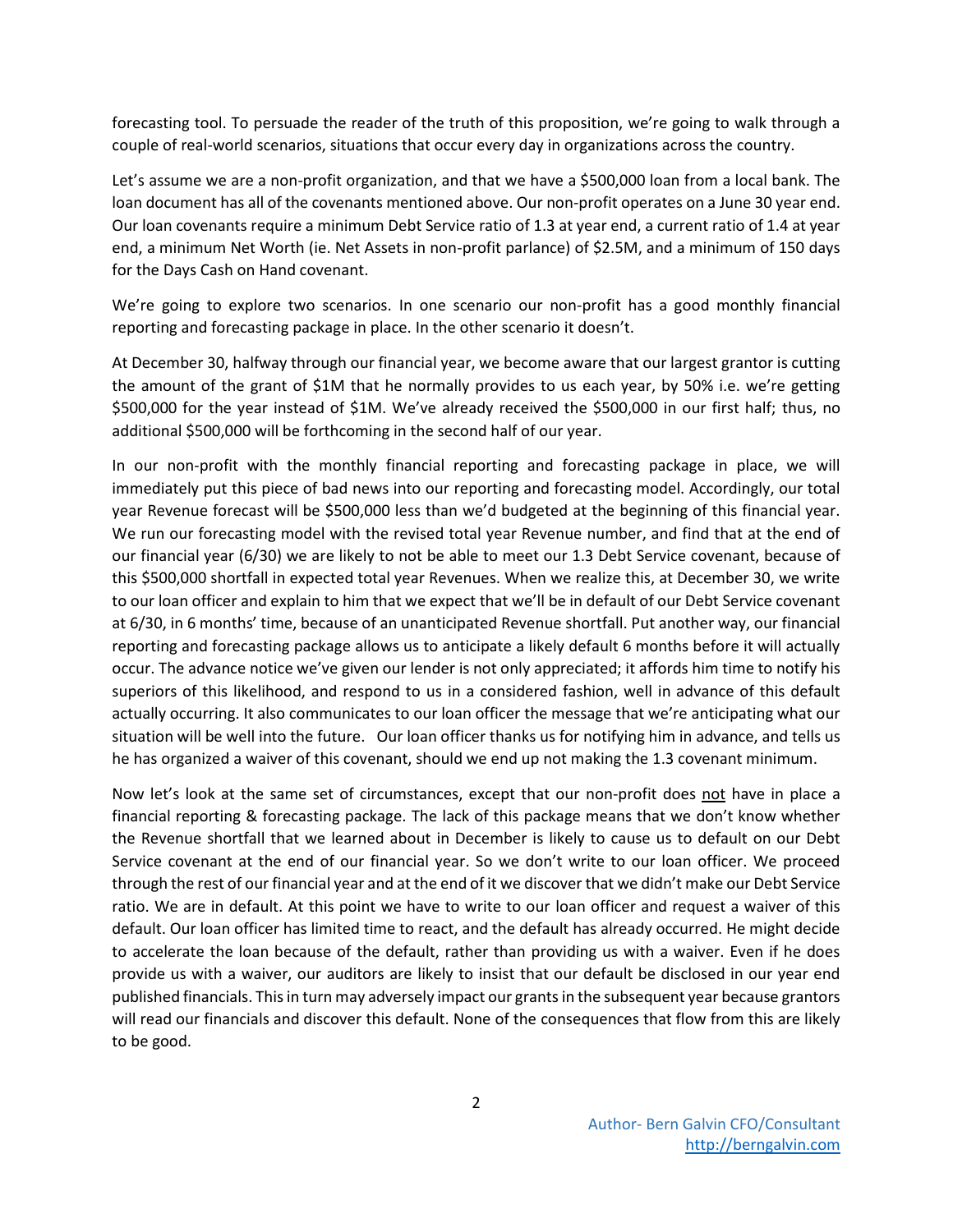forecasting tool. To persuade the reader of the truth of this proposition, we're going to walk through a couple of real-world scenarios, situations that occur every day in organizations across the country.

Let's assume we are a non-profit organization, and that we have a $500,000 loan from a local bank. The loan document has all of the covenants mentioned above. Our non-profit operates on a June 30 year end. Our loan covenants require a minimum Debt Service ratio of 1.3 at year end, a current ratio of 1.4 at year end, a minimum Net Worth (ie. Net Assets in non-profit parlance) of $2.5M, and a minimum of 150 days for the Days Cash on Hand covenant.

We're going to explore two scenarios. In one scenario our non-profit has a good monthly financial reporting and forecasting package in place. In the other scenario it doesn't.

At December 30, halfway through our financial year, we become aware that our largest grantor is cutting the amount of the grant of $1M that he normally provides to us each year, by 50% i.e. we're getting $500,000 for the year instead of $1M. We've already received the $500,000 in our first half; thus, no additional $500,000 will be forthcoming in the second half of our year.

In our non-profit with the monthly financial reporting and forecasting package in place, we will immediately put this piece of bad news into our reporting and forecasting model. Accordingly, our total year Revenue forecast will be $500,000 less than we'd budgeted at the beginning of this financial year. We run our forecasting model with the revised total year Revenue number, and find that at the end of our financial year (6/30) we are likely to not be able to meet our 1.3 Debt Service covenant, because of this $500,000 shortfall in expected total year Revenues. When we realize this, at December 30, we write to our loan officer and explain to him that we expect that we'll be in default of our Debt Service covenant at 6/30, in 6 months' time, because of an unanticipated Revenue shortfall. Put another way, our financial reporting and forecasting package allows us to anticipate a likely default 6 months before it will actually occur. The advance notice we've given our lender is not only appreciated; it affords him time to notify his superiors of this likelihood, and respond to us in a considered fashion, well in advance of this default actually occurring. It also communicates to our loan officer the message that we're anticipating what our situation will be well into the future. Our loan officer thanks us for notifying him in advance, and tells us he has organized a waiver of this covenant, should we end up not making the 1.3 covenant minimum.

Now let's look at the same set of circumstances, except that our non-profit does <u>not</u> have in place a financial reporting & forecasting package. The lack of this package means that we don't know whether the Revenue shortfall that we learned about in December is likely to cause us to default on our Debt Service covenant at the end of our financial year. So we don't write to our loan officer. We proceed through the rest of our financial year and at the end of it we discover that we didn't make our Debt Service ratio. We are in default. At this point we have to write to our loan officer and request a waiver of this default. Our loan officer has limited time to react, and the default has already occurred. He might decide to accelerate the loan because of the default, rather than providing us with a waiver. Even if he does provide us with a waiver, our auditors are likely to insist that our default be disclosed in our year end published financials. This in turn may adversely impact our grants in the subsequent year because grantors will read our financials and discover this default. None of the consequences that flow from this are likely to be good.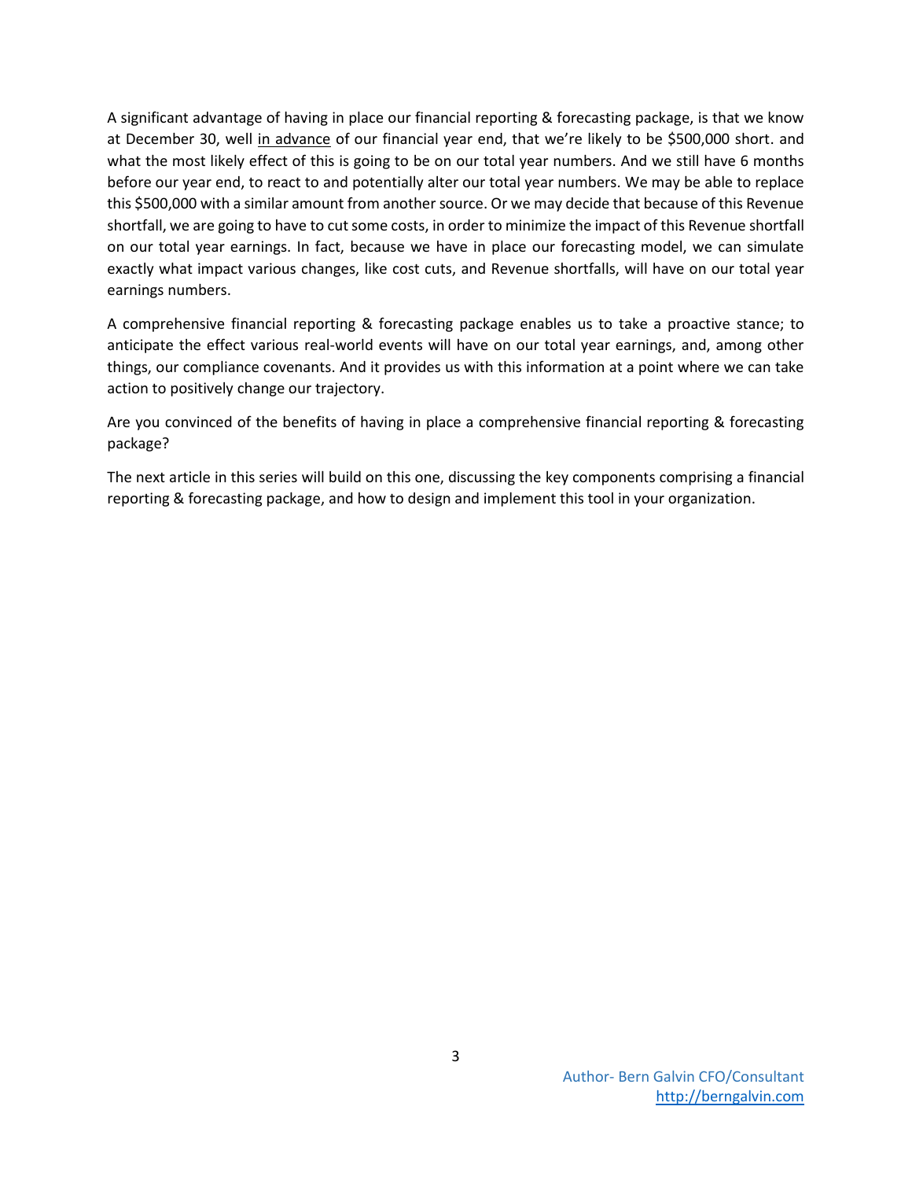A significant advantage of having in place our financial reporting & forecasting package, is that we know at December 30, well in advance of our financial year end, that we're likely to be $500,000 short. and what the most likely effect of this is going to be on our total year numbers. And we still have 6 months before our year end, to react to and potentially alter our total year numbers. We may be able to replace this $500,000 with a similar amount from another source. Or we may decide that because of this Revenue shortfall, we are going to have to cut some costs, in order to minimize the impact of this Revenue shortfall on our total year earnings. In fact, because we have in place our forecasting model, we can simulate exactly what impact various changes, like cost cuts, and Revenue shortfalls, will have on our total year earnings numbers.

A comprehensive financial reporting & forecasting package enables us to take a proactive stance; to anticipate the effect various real-world events will have on our total year earnings, and, among other things, our compliance covenants. And it provides us with this information at a point where we can take action to positively change our trajectory.

Are you convinced of the benefits of having in place a comprehensive financial reporting & forecasting package?

The next article in this series will build on this one, discussing the key components comprising a financial reporting & forecasting package, and how to design and implement this tool in your organization.